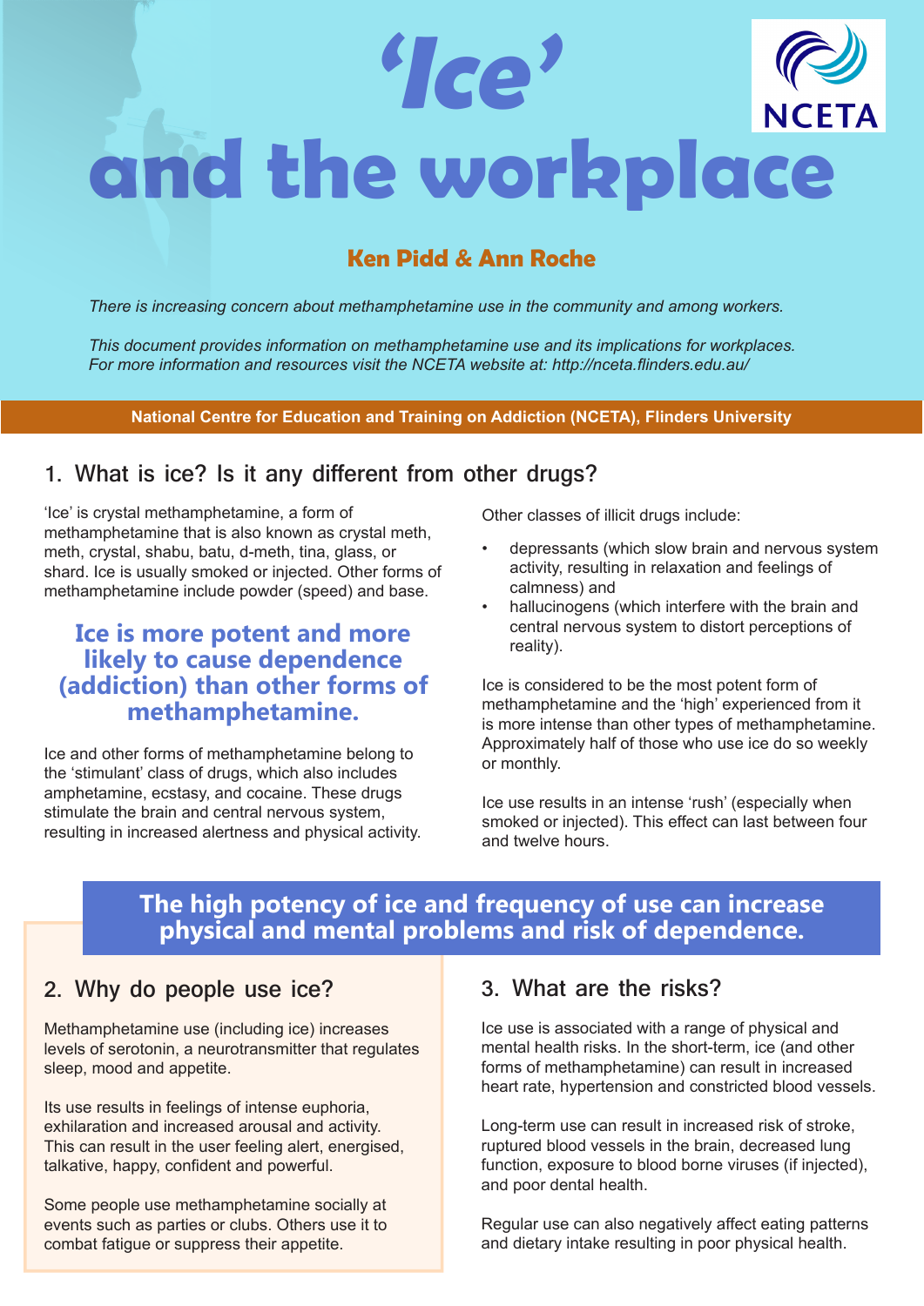# 'Ice' and the workplace

NCETA

**Ken Pidd & Ann Roche**

*There is increasing concern about methamphetamine use in the community and among workers.*

*This document provides information on methamphetamine use and its implications for workplaces. For more information and resources visit the NCETA website at: http://nceta.flinders.edu.au/*

**National Centre for Education and Training on Addiction (NCETA), Flinders University**

## 1. What is ice? Is it any different from other drugs?

'Ice' is crystal methamphetamine, a form of methamphetamine that is also known as crystal meth, meth, crystal, shabu, batu, d-meth, tina, glass, or shard. Ice is usually smoked or injected. Other forms of methamphetamine include powder (speed) and base.

**Ice is more potent and more likely to cause dependence (addiction) than other forms of methamphetamine.**

Ice and other forms of methamphetamine belong to the 'stimulant' class of drugs, which also includes amphetamine, ecstasy, and cocaine. These drugs stimulate the brain and central nervous system, resulting in increased alertness and physical activity.

Other classes of illicit drugs include:

- depressants (which slow brain and nervous system activity, resulting in relaxation and feelings of calmness) and
- hallucinogens (which interfere with the brain and central nervous system to distort perceptions of reality).

Ice is considered to be the most potent form of methamphetamine and the 'high' experienced from it is more intense than other types of methamphetamine. Approximately half of those who use ice do so weekly or monthly.

Ice use results in an intense 'rush' (especially when smoked or injected). This effect can last between four and twelve hours.

**The high potency of ice and frequency of use can increase physical and mental problems and risk of dependence.**

## 2. Why do people use ice?

Methamphetamine use (including ice) increases levels of serotonin, a neurotransmitter that regulates sleep, mood and appetite.

Its use results in feelings of intense euphoria, exhilaration and increased arousal and activity. This can result in the user feeling alert, energised, talkative, happy, confident and powerful.

Some people use methamphetamine socially at events such as parties or clubs. Others use it to combat fatigue or suppress their appetite.

## 3. What are the risks?

Ice use is associated with a range of physical and mental health risks. In the short-term, ice (and other forms of methamphetamine) can result in increased heart rate, hypertension and constricted blood vessels.

Long-term use can result in increased risk of stroke, ruptured blood vessels in the brain, decreased lung function, exposure to blood borne viruses (if injected), and poor dental health.

Regular use can also negatively affect eating patterns and dietary intake resulting in poor physical health.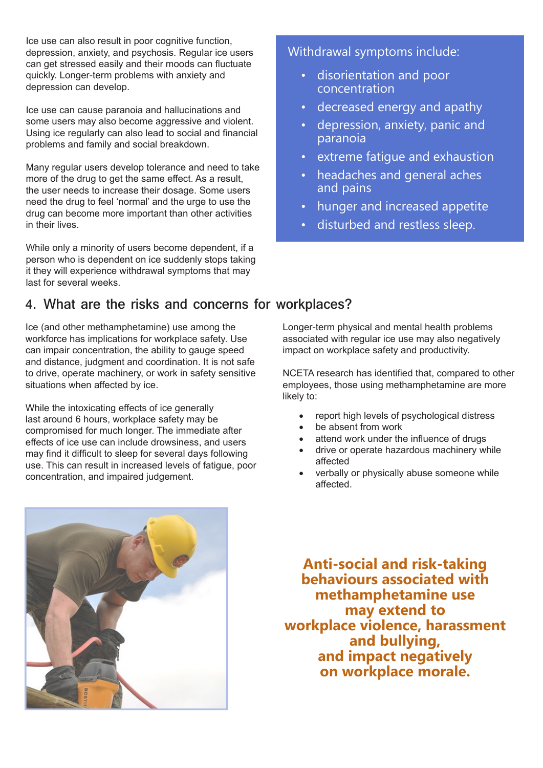Ice use can also result in poor cognitive function, depression, anxiety, and psychosis. Regular ice users can get stressed easily and their moods can fluctuate quickly. Longer-term problems with anxiety and depression can develop.

Ice use can cause paranoia and hallucinations and some users may also become aggressive and violent. Using ice regularly can also lead to social and financial problems and family and social breakdown.

Many regular users develop tolerance and need to take more of the drug to get the same effect. As a result, the user needs to increase their dosage. Some users need the drug to feel 'normal' and the urge to use the drug can become more important than other activities in their lives.

While only a minority of users become dependent, if a person who is dependent on ice suddenly stops taking it they will experience withdrawal symptoms that may last for several weeks.

Withdrawal symptoms include:

- disorientation and poor concentration
- decreased energy and apathy
- depression, anxiety, panic and paranoia
- extreme fatigue and exhaustion
- headaches and general aches and pains
- hunger and increased appetite
- disturbed and restless sleep.

## 4. What are the risks and concerns for workplaces?

Ice (and other methamphetamine) use among the workforce has implications for workplace safety. Use can impair concentration, the ability to gauge speed and distance, judgment and coordination. It is not safe to drive, operate machinery, or work in safety sensitive situations when affected by ice.

While the intoxicating effects of ice generally last around 6 hours, workplace safety may be compromised for much longer. The immediate after effects of ice use can include drowsiness, and users may find it difficult to sleep for several days following use. This can result in increased levels of fatigue, poor concentration, and impaired judgement.

Longer-term physical and mental health problems associated with regular ice use may also negatively impact on workplace safety and productivity.

NCETA research has identified that, compared to other employees, those using methamphetamine are more likely to:

- report high levels of psychological distress
- be absent from work
- attend work under the influence of drugs
- drive or operate hazardous machinery while affected
- verbally or physically abuse someone while affected.

**Anti-social and risk-taking behaviours associated with methamphetamine use may extend to workplace violence, harassment and bullying, and impact negatively on workplace morale.**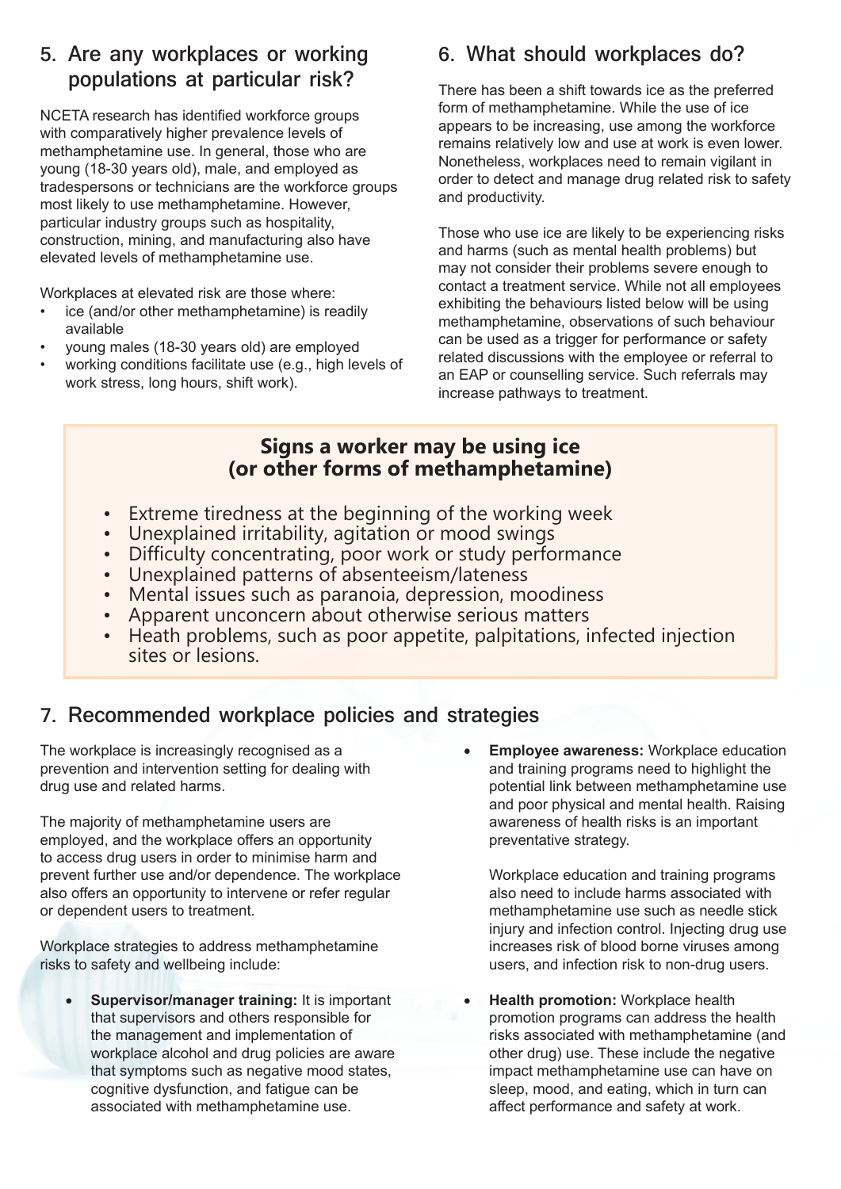## 5. Are any workplaces or working populations at particular risk?

NCETA research has identified workforce groups with comparatively higher prevalence levels of methamphetamine use. In general, those who are young (18-30 years old), male, and employed as tradespersons or technicians are the workforce groups most likely to use methamphetamine. However, particular industry groups such as hospitality, construction, mining, and manufacturing also have elevated levels of methamphetamine use.

Workplaces at elevated risk are those where:

- ice (and/or other methamphetamine) is readily available
- young males (18-30 years old) are employed
- working conditions facilitate use (e.g., high levels of work stress, long hours, shift work).

## 6. What should workplaces do?

There has been a shift towards ice as the preferred form of methamphetamine. While the use of ice appears to be increasing, use among the workforce remains relatively low and use at work is even lower. Nonetheless, workplaces need to remain vigilant in order to detect and manage drug related risk to safety and productivity.

Those who use ice are likely to be experiencing risks and harms (such as mental health problems) but may not consider their problems severe enough to contact a treatment service. While not all employees exhibiting the behaviours listed below will be using methamphetamine, observations of such behaviour can be used as a trigger for performance or safety related discussions with the employee or referral to an EAP or counselling service. Such referrals may increase pathways to treatment.

**Signs a worker may be using ice (or other forms of methamphetamine)**

- Extreme tiredness at the beginning of the working week
- Unexplained irritability, agitation or mood swings
- Difficulty concentrating, poor work or study performance
- Unexplained patterns of absenteeism/lateness
- Mental issues such as paranoia, depression, moodiness
- Apparent unconcern about otherwise serious matters
- Heath problems, such as poor appetite, palpitations, infected injection sites or lesions.

## 7. Recommended workplace policies and strategies

The workplace is increasingly recognised as a prevention and intervention setting for dealing with drug use and related harms.

The majority of methamphetamine users are employed, and the workplace offers an opportunity to access drug users in order to minimise harm and prevent further use and/or dependence. The workplace also offers an opportunity to intervene or refer regular or dependent users to treatment.

Workplace strategies to address methamphetamine risks to safety and wellbeing include:

- **Supervisor/manager training:** It is important that supervisors and others responsible for the management and implementation of workplace alcohol and drug policies are aware that symptoms such as negative mood states, cognitive dysfunction, and fatigue can be associated with methamphetamine use.
- **Employee awareness:** Workplace education and training programs need to highlight the potential link between methamphetamine use and poor physical and mental health. Raising awareness of health risks is an important preventative strategy.

  Workplace education and training programs also need to include harms associated with methamphetamine use such as needle stick injury and infection control. Injecting drug use increases risk of blood borne viruses among users, and infection risk to non-drug users.
- **Health promotion:** Workplace health promotion programs can address the health risks associated with methamphetamine (and other drug) use. These include the negative impact methamphetamine use can have on sleep, mood, and eating, which in turn can affect performance and safety at work.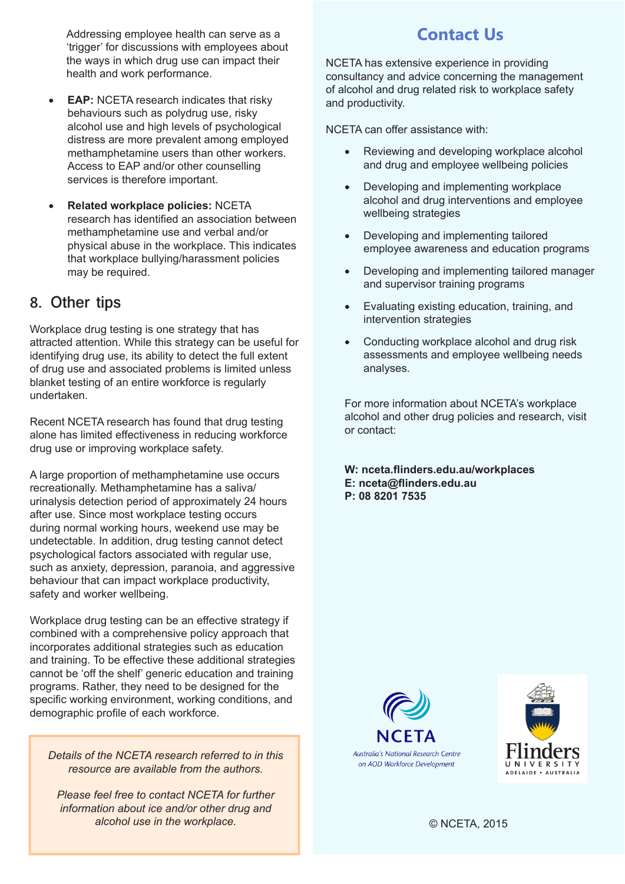Addressing employee health can serve as a 'trigger' for discussions with employees about the ways in which drug use can impact their health and work performance.

- **EAP:** NCETA research indicates that risky behaviours such as polydrug use, risky alcohol use and high levels of psychological distress are more prevalent among employed methamphetamine users than other workers. Access to EAP and/or other counselling services is therefore important.
- **Related workplace policies:** NCETA research has identified an association between methamphetamine use and verbal and/or physical abuse in the workplace. This indicates that workplace bullying/harassment policies may be required.

## 8. Other tips

Workplace drug testing is one strategy that has attracted attention. While this strategy can be useful for identifying drug use, its ability to detect the full extent of drug use and associated problems is limited unless blanket testing of an entire workforce is regularly undertaken.

Recent NCETA research has found that drug testing alone has limited effectiveness in reducing workforce drug use or improving workplace safety.

A large proportion of methamphetamine use occurs recreationally. Methamphetamine has a saliva/urinalysis detection period of approximately 24 hours after use. Since most workplace testing occurs during normal working hours, weekend use may be undetectable. In addition, drug testing cannot detect psychological factors associated with regular use, such as anxiety, depression, paranoia, and aggressive behaviour that can impact workplace productivity, safety and worker wellbeing.

Workplace drug testing can be an effective strategy if combined with a comprehensive policy approach that incorporates additional strategies such as education and training. To be effective these additional strategies cannot be 'off the shelf' generic education and training programs. Rather, they need to be designed for the specific working environment, working conditions, and demographic profile of each workforce.

*Details of the NCETA research referred to in this resource are available from the authors.*

*Please feel free to contact NCETA for further information about ice and/or other drug and alcohol use in the workplace.*

## Contact Us

NCETA has extensive experience in providing consultancy and advice concerning the management of alcohol and drug related risk to workplace safety and productivity.

NCETA can offer assistance with:

- Reviewing and developing workplace alcohol and drug and employee wellbeing policies
- Developing and implementing workplace alcohol and drug interventions and employee wellbeing strategies
- Developing and implementing tailored employee awareness and education programs
- Developing and implementing tailored manager and supervisor training programs
- Evaluating existing education, training, and intervention strategies
- Conducting workplace alcohol and drug risk assessments and employee wellbeing needs analyses.

For more information about NCETA's workplace alcohol and other drug policies and research, visit or contact:

**W: nceta.flinders.edu.au/workplaces**
**E: nceta@flinders.edu.au**
**P: 08 8201 7535**

NCETA
Australia's National Research Centre on AOD Workforce Development

Flinders UNIVERSITY ADELAIDE • AUSTRALIA

© NCETA, 2015